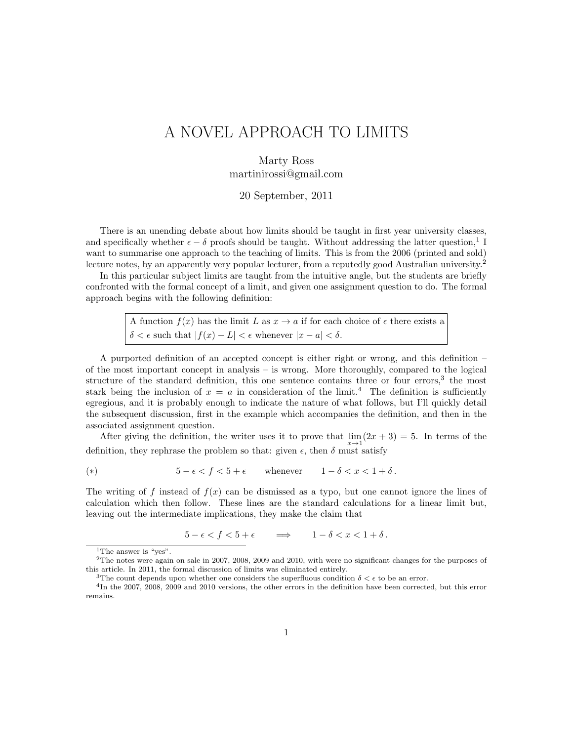# A NOVEL APPROACH TO LIMITS

Marty Ross
martinirossi@gmail.com

20 September, 2011

There is an unending debate about how limits should be taught in first year university classes, and specifically whether $\epsilon - \delta$ proofs should be taught. Without addressing the latter question,[1] I want to summarise one approach to the teaching of limits. This is from the 2006 (printed and sold) lecture notes, by an apparently very popular lecturer, from a reputedly good Australian university.[2]

In this particular subject limits are taught from the intuitive angle, but the students are briefly confronted with the formal concept of a limit, and given one assignment question to do. The formal approach begins with the following definition:

> A function $f(x)$ has the limit $L$ as $x \to a$ if for each choice of $\epsilon$ there exists a $\delta < \epsilon$ such that $|f(x) - L| < \epsilon$ whenever $|x - a| < \delta$.

A purported definition of an accepted concept is either right or wrong, and this definition – of the most important concept in analysis – is wrong. More thoroughly, compared to the logical structure of the standard definition, this one sentence contains three or four errors,[3] the most stark being the inclusion of $x = a$ in consideration of the limit.[4] The definition is sufficiently egregious, and it is probably enough to indicate the nature of what follows, but I'll quickly detail the subsequent discussion, first in the example which accompanies the definition, and then in the associated assignment question.

After giving the definition, the writer uses it to prove that $\lim\limits_{x\to 1}(2x+3) = 5$. In terms of the definition, they rephrase the problem so that: given $\epsilon$, then $\delta$ must satisfy

$$(*) \qquad 5 - \epsilon < f < 5 + \epsilon \qquad \text{whenever} \qquad 1 - \delta < x < 1 + \delta\,.$$

The writing of $f$ instead of $f(x)$ can be dismissed as a typo, but one cannot ignore the lines of calculation which then follow. These lines are the standard calculations for a linear limit but, leaving out the intermediate implications, they make the claim that

$$5 - \epsilon < f < 5 + \epsilon \qquad \Longrightarrow \qquad 1 - \delta < x < 1 + \delta\,.$$

---

[1] The answer is "yes".

[2] The notes were again on sale in 2007, 2008, 2009 and 2010, with were no significant changes for the purposes of this article. In 2011, the formal discussion of limits was eliminated entirely.

[3] The count depends upon whether one considers the superfluous condition $\delta < \epsilon$ to be an error.

[4] In the 2007, 2008, 2009 and 2010 versions, the other errors in the definition have been corrected, but this error remains.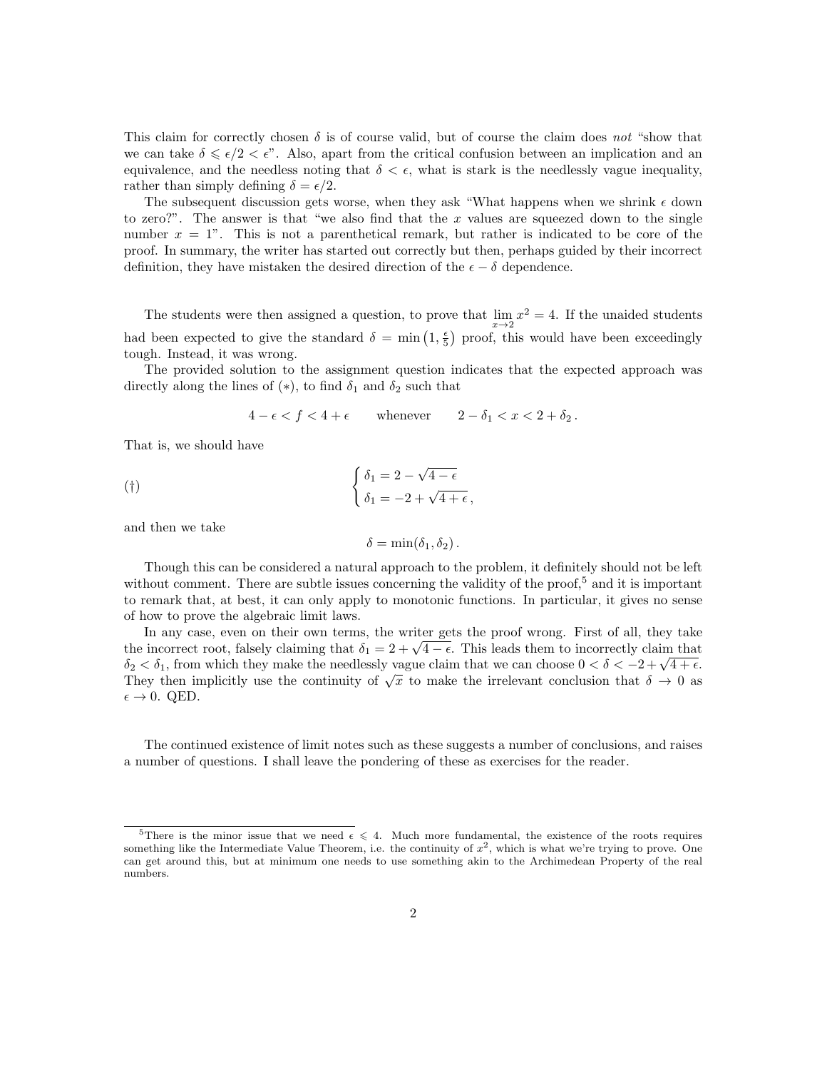This claim for correctly chosen $\delta$ is of course valid, but of course the claim does *not* "show that we can take $\delta \leqslant \epsilon/2 < \epsilon$". Also, apart from the critical confusion between an implication and an equivalence, and the needless noting that $\delta < \epsilon$, what is stark is the needlessly vague inequality, rather than simply defining $\delta = \epsilon/2$.

The subsequent discussion gets worse, when they ask "What happens when we shrink $\epsilon$ down to zero?". The answer is that "we also find that the $x$ values are squeezed down to the single number $x = 1$". This is not a parenthetical remark, but rather is indicated to be core of the proof. In summary, the writer has started out correctly but then, perhaps guided by their incorrect definition, they have mistaken the desired direction of the $\epsilon - \delta$ dependence.

The students were then assigned a question, to prove that $\lim_{x \to 2} x^2 = 4$. If the unaided students had been expected to give the standard $\delta = \min\left(1, \frac{\epsilon}{5}\right)$ proof, this would have been exceedingly tough. Instead, it was wrong.

The provided solution to the assignment question indicates that the expected approach was directly along the lines of (∗), to find $\delta_1$ and $\delta_2$ such that

$$4 - \epsilon < f < 4 + \epsilon \qquad \text{whenever} \qquad 2 - \delta_1 < x < 2 + \delta_2 \,.$$

That is, we should have

$$(\dagger) \qquad \begin{cases} \delta_1 = 2 - \sqrt{4 - \epsilon} \\ \delta_1 = -2 + \sqrt{4 + \epsilon}\,, \end{cases}$$

and then we take

$$\delta = \min(\delta_1, \delta_2)\,.$$

Though this can be considered a natural approach to the problem, it definitely should not be left without comment. There are subtle issues concerning the validity of the proof,[5] and it is important to remark that, at best, it can only apply to monotonic functions. In particular, it gives no sense of how to prove the algebraic limit laws.

In any case, even on their own terms, the writer gets the proof wrong. First of all, they take the incorrect root, falsely claiming that $\delta_1 = 2 + \sqrt{4 - \epsilon}$. This leads them to incorrectly claim that $\delta_2 < \delta_1$, from which they make the needlessly vague claim that we can choose $0 < \delta < -2 + \sqrt{4 + \epsilon}$. They then implicitly use the continuity of $\sqrt{x}$ to make the irrelevant conclusion that $\delta \to 0$ as $\epsilon \to 0$. QED.

The continued existence of limit notes such as these suggests a number of conclusions, and raises a number of questions. I shall leave the pondering of these as exercises for the reader.

---

[5] There is the minor issue that we need $\epsilon \leqslant 4$. Much more fundamental, the existence of the roots requires something like the Intermediate Value Theorem, i.e. the continuity of $x^2$, which is what we're trying to prove. One can get around this, but at minimum one needs to use something akin to the Archimedean Property of the real numbers.